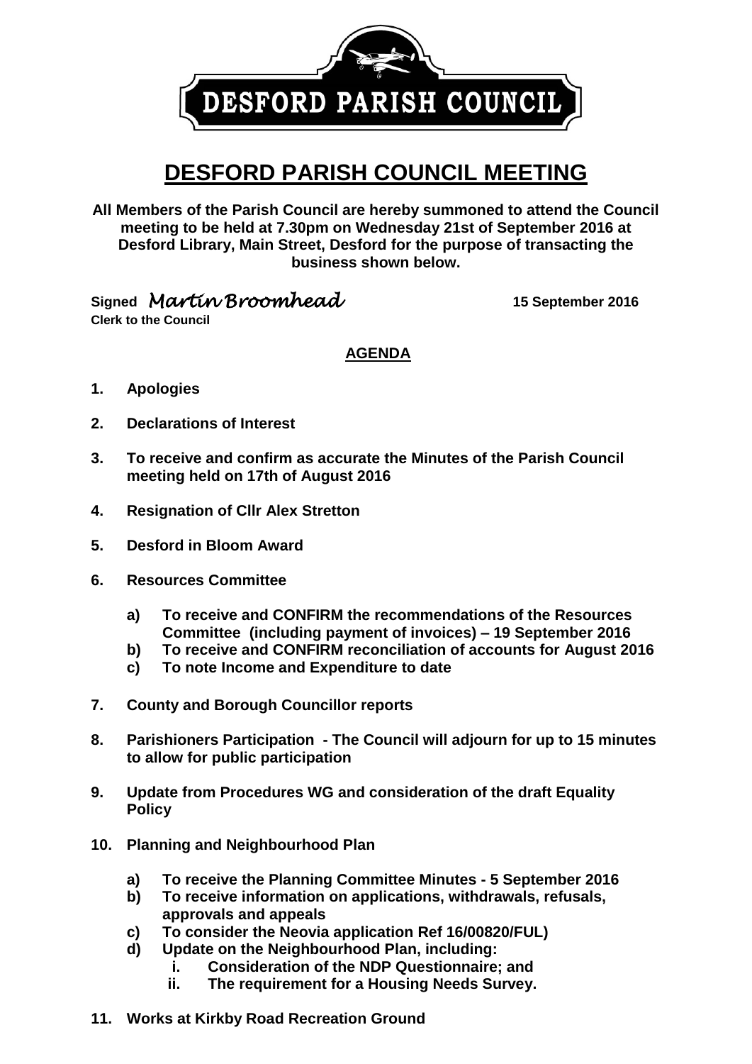DESFORD PARISH COUNCIL

# DESFORD PARISH COUNCIL MEETING

**All Members of the Parish Council are hereby summoned to attend the Council meeting to be held at 7.30pm on Wednesday 21st of September 2016 at Desford Library, Main Street, Desford for the purpose of transacting the business shown below.**

**Signed** *Martin Broomhead* **15 September 2016**
**Clerk to the Council**

## AGENDA

1. **Apologies**

2. **Declarations of Interest**

3. **To receive and confirm as accurate the Minutes of the Parish Council meeting held on 17th of August 2016**

4. **Resignation of Cllr Alex Stretton**

5. **Desford in Bloom Award**

6. **Resources Committee**

   a) **To receive and CONFIRM the recommendations of the Resources Committee (including payment of invoices) – 19 September 2016**
   b) **To receive and CONFIRM reconciliation of accounts for August 2016**
   c) **To note Income and Expenditure to date**

7. **County and Borough Councillor reports**

8. **Parishioners Participation - The Council will adjourn for up to 15 minutes to allow for public participation**

9. **Update from Procedures WG and consideration of the draft Equality Policy**

10. **Planning and Neighbourhood Plan**

    a) **To receive the Planning Committee Minutes - 5 September 2016**
    b) **To receive information on applications, withdrawals, refusals, approvals and appeals**
    c) **To consider the Neovia application Ref 16/00820/FUL)**
    d) **Update on the Neighbourhood Plan, including:**
       i. **Consideration of the NDP Questionnaire; and**
       ii. **The requirement for a Housing Needs Survey.**

11. **Works at Kirkby Road Recreation Ground**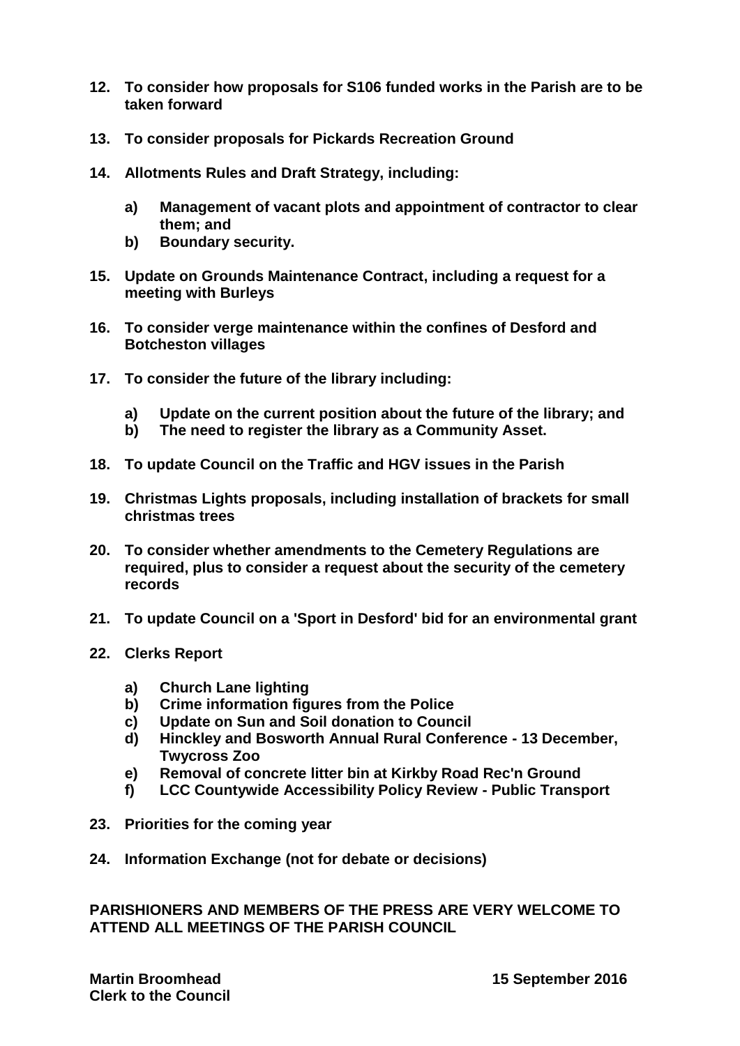**12. To consider how proposals for S106 funded works in the Parish are to be taken forward**

**13. To consider proposals for Pickards Recreation Ground**

**14. Allotments Rules and Draft Strategy, including:**

- **a) Management of vacant plots and appointment of contractor to clear them; and**
- **b) Boundary security.**

**15. Update on Grounds Maintenance Contract, including a request for a meeting with Burleys**

**16. To consider verge maintenance within the confines of Desford and Botcheston villages**

**17. To consider the future of the library including:**

- **a) Update on the current position about the future of the library; and**
- **b) The need to register the library as a Community Asset.**

**18. To update Council on the Traffic and HGV issues in the Parish**

**19. Christmas Lights proposals, including installation of brackets for small christmas trees**

**20. To consider whether amendments to the Cemetery Regulations are required, plus to consider a request about the security of the cemetery records**

**21. To update Council on a 'Sport in Desford' bid for an environmental grant**

**22. Clerks Report**

- **a) Church Lane lighting**
- **b) Crime information figures from the Police**
- **c) Update on Sun and Soil donation to Council**
- **d) Hinckley and Bosworth Annual Rural Conference - 13 December, Twycross Zoo**
- **e) Removal of concrete litter bin at Kirkby Road Rec'n Ground**
- **f) LCC Countywide Accessibility Policy Review - Public Transport**

**23. Priorities for the coming year**

**24. Information Exchange (not for debate or decisions)**

**PARISHIONERS AND MEMBERS OF THE PRESS ARE VERY WELCOME TO ATTEND ALL MEETINGS OF THE PARISH COUNCIL**

**Martin Broomhead**
**Clerk to the Council**

**15 September 2016**